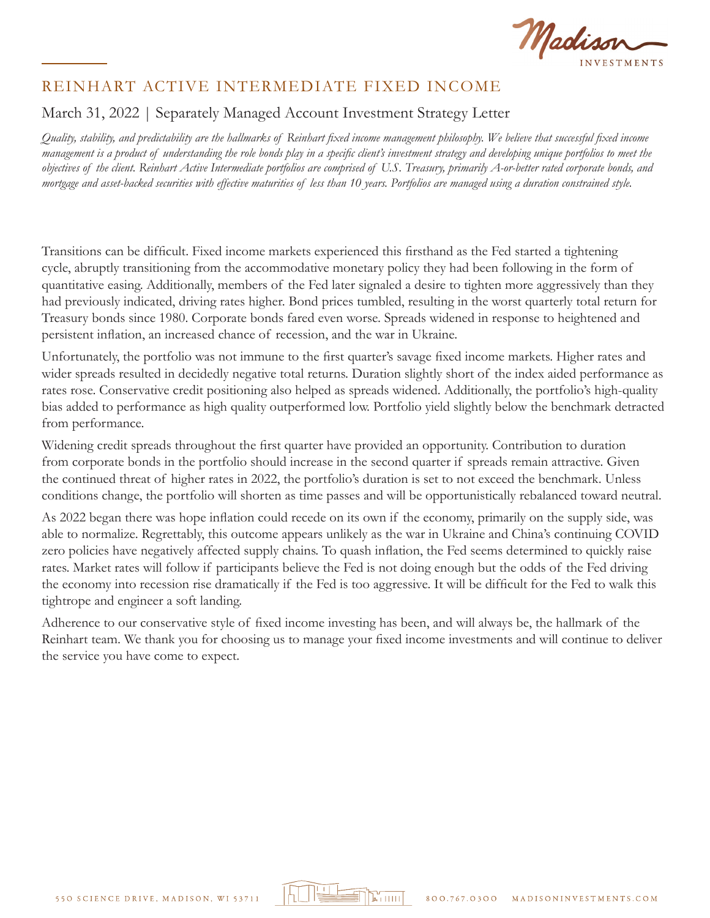# REINHART ACTIVE INTERMEDIATE FIXED INCOME

## March 31, 2022 | Separately Managed Account Investment Strategy Letter

*Quality, stability, and predictability are the hallmarks of Reinhart fixed income management philosophy. We believe that successful fixed income management is a product of understanding the role bonds play in a specific client's investment strategy and developing unique portfolios to meet the objectives of the client. Reinhart Active Intermediate portfolios are comprised of U.S. Treasury, primarily A-or-better rated corporate bonds, and mortgage and asset-backed securities with effective maturities of less than 10 years. Portfolios are managed using a duration constrained style.*

Transitions can be difficult. Fixed income markets experienced this firsthand as the Fed started a tightening cycle, abruptly transitioning from the accommodative monetary policy they had been following in the form of quantitative easing. Additionally, members of the Fed later signaled a desire to tighten more aggressively than they had previously indicated, driving rates higher. Bond prices tumbled, resulting in the worst quarterly total return for Treasury bonds since 1980. Corporate bonds fared even worse. Spreads widened in response to heightened and persistent inflation, an increased chance of recession, and the war in Ukraine.

Unfortunately, the portfolio was not immune to the first quarter's savage fixed income markets. Higher rates and wider spreads resulted in decidedly negative total returns. Duration slightly short of the index aided performance as rates rose. Conservative credit positioning also helped as spreads widened. Additionally, the portfolio's high-quality bias added to performance as high quality outperformed low. Portfolio yield slightly below the benchmark detracted from performance.

Widening credit spreads throughout the first quarter have provided an opportunity. Contribution to duration from corporate bonds in the portfolio should increase in the second quarter if spreads remain attractive. Given the continued threat of higher rates in 2022, the portfolio's duration is set to not exceed the benchmark. Unless conditions change, the portfolio will shorten as time passes and will be opportunistically rebalanced toward neutral.

As 2022 began there was hope inflation could recede on its own if the economy, primarily on the supply side, was able to normalize. Regrettably, this outcome appears unlikely as the war in Ukraine and China's continuing COVID zero policies have negatively affected supply chains. To quash inflation, the Fed seems determined to quickly raise rates. Market rates will follow if participants believe the Fed is not doing enough but the odds of the Fed driving the economy into recession rise dramatically if the Fed is too aggressive. It will be difficult for the Fed to walk this tightrope and engineer a soft landing.

Adherence to our conservative style of fixed income investing has been, and will always be, the hallmark of the Reinhart team. We thank you for choosing us to manage your fixed income investments and will continue to deliver the service you have come to expect.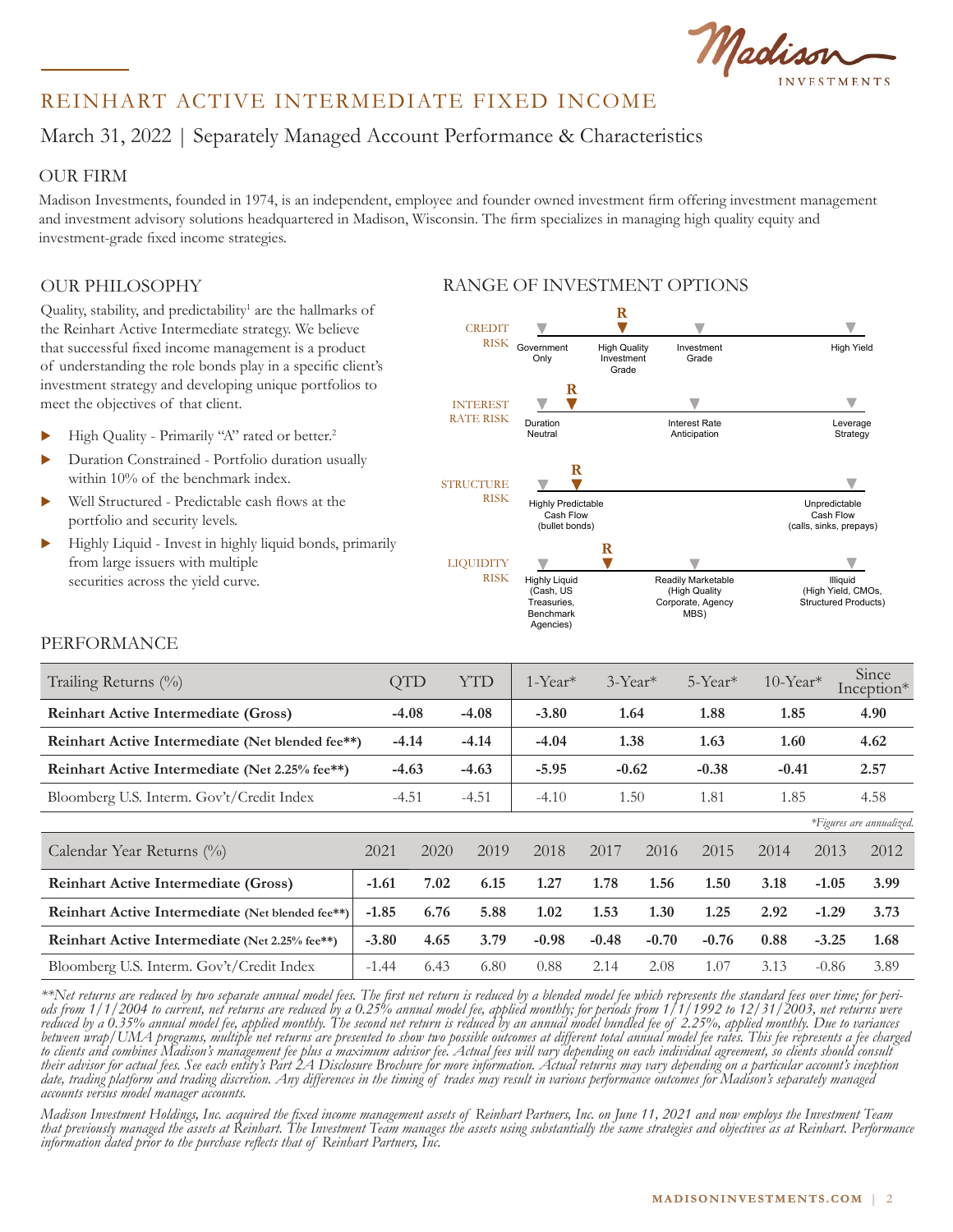# REINHART ACTIVE INTERMEDIATE FIXED INCOME

## March 31, 2022 | Separately Managed Account Performance & Characteristics

### OUR FIRM

Madison Investments, founded in 1974, is an independent, employee and founder owned investment firm offering investment management and investment advisory solutions headquartered in Madison, Wisconsin. The firm specializes in managing high quality equity and investment-grade fixed income strategies.

### OUR PHILOSOPHY

Quality, stability, and predictability[1] are the hallmarks of the Reinhart Active Intermediate strategy. We believe that successful fixed income management is a product of understanding the role bonds play in a specific client's investment strategy and developing unique portfolios to meet the objectives of that client.

- High Quality - Primarily "A" rated or better.[2]
- Duration Constrained - Portfolio duration usually within 10% of the benchmark index.
- Well Structured - Predictable cash flows at the portfolio and security levels.
- Highly Liquid - Invest in highly liquid bonds, primarily from large issuers with multiple securities across the yield curve.

### RANGE OF INVESTMENT OPTIONS

**CREDIT RISK:** Government Only — **High Quality Investment Grade (R)** — Investment Grade — High Yield

**INTEREST RATE RISK:** Duration Neutral — **(R)** — Interest Rate Anticipation — Leverage Strategy

**STRUCTURE RISK:** Highly Predictable Cash Flow (bullet bonds) **(R)** — Unpredictable Cash Flow (calls, sinks, prepays)

**LIQUIDITY RISK:** Highly Liquid (Cash, US Treasuries, Benchmark Agencies) — **(R)** — Readily Marketable (High Quality Corporate, Agency MBS) — Illiquid (High Yield, CMOs, Structured Products)

### PERFORMANCE

| Trailing Returns (%) | QTD | YTD | 1-Year* | 3-Year* | 5-Year* | 10-Year* | Since Inception* |
|---|---|---|---|---|---|---|---|
| **Reinhart Active Intermediate (Gross)** | **-4.08** | **-4.08** | **-3.80** | **1.64** | **1.88** | **1.85** | **4.90** |
| **Reinhart Active Intermediate (Net blended fee**)** | **-4.14** | **-4.14** | **-4.04** | **1.38** | **1.63** | **1.60** | **4.62** |
| **Reinhart Active Intermediate (Net 2.25% fee**)** | **-4.63** | **-4.63** | **-5.95** | **-0.62** | **-0.38** | **-0.41** | **2.57** |
| Bloomberg U.S. Interm. Gov't/Credit Index | -4.51 | -4.51 | -4.10 | 1.50 | 1.81 | 1.85 | 4.58 |

*Figures are annualized.

| Calendar Year Returns (%) | 2021 | 2020 | 2019 | 2018 | 2017 | 2016 | 2015 | 2014 | 2013 | 2012 |
|---|---|---|---|---|---|---|---|---|---|---|
| **Reinhart Active Intermediate (Gross)** | **-1.61** | **7.02** | **6.15** | **1.27** | **1.78** | **1.56** | **1.50** | **3.18** | **-1.05** | **3.99** |
| **Reinhart Active Intermediate (Net blended fee**)** | **-1.85** | **6.76** | **5.88** | **1.02** | **1.53** | **1.30** | **1.25** | **2.92** | **-1.29** | **3.73** |
| **Reinhart Active Intermediate (Net 2.25% fee**)** | **-3.80** | **4.65** | **3.79** | **-0.98** | **-0.48** | **-0.70** | **-0.76** | **0.88** | **-3.25** | **1.68** |
| Bloomberg U.S. Interm. Gov't/Credit Index | -1.44 | 6.43 | 6.80 | 0.88 | 2.14 | 2.08 | 1.07 | 3.13 | -0.86 | 3.89 |

*\*\*Net returns are reduced by two separate annual model fees. The first net return is reduced by a blended model fee which represents the standard fees over time; for periods from 1/1/2004 to current, net returns are reduced by a 0.25% annual model fee, applied monthly; for periods from 1/1/1992 to 12/31/2003, net returns were reduced by a 0.35% annual model fee, applied monthly. The second net return is reduced by an annual model bundled fee of 2.25%, applied monthly. Due to variances between wrap/UMA programs, multiple net returns are presented to show two possible outcomes at different total annual model fee rates. This fee represents a fee charged to clients and combines Madison's management fee plus a maximum advisor fee. Actual fees will vary depending on each individual agreement, so clients should consult their advisor for actual fees. See each entity's Part 2A Disclosure Brochure for more information. Actual returns may vary depending on a particular account's inception date, trading platform and trading discretion. Any differences in the timing of trades may result in various performance outcomes for Madison's separately managed accounts versus model manager accounts.*

*Madison Investment Holdings, Inc. acquired the fixed income management assets of Reinhart Partners, Inc. on June 11, 2021 and now employs the Investment Team that previously managed the assets at Reinhart. The Investment Team manages the assets using substantially the same strategies and objectives as at Reinhart. Performance information dated prior to the purchase reflects that of Reinhart Partners, Inc.*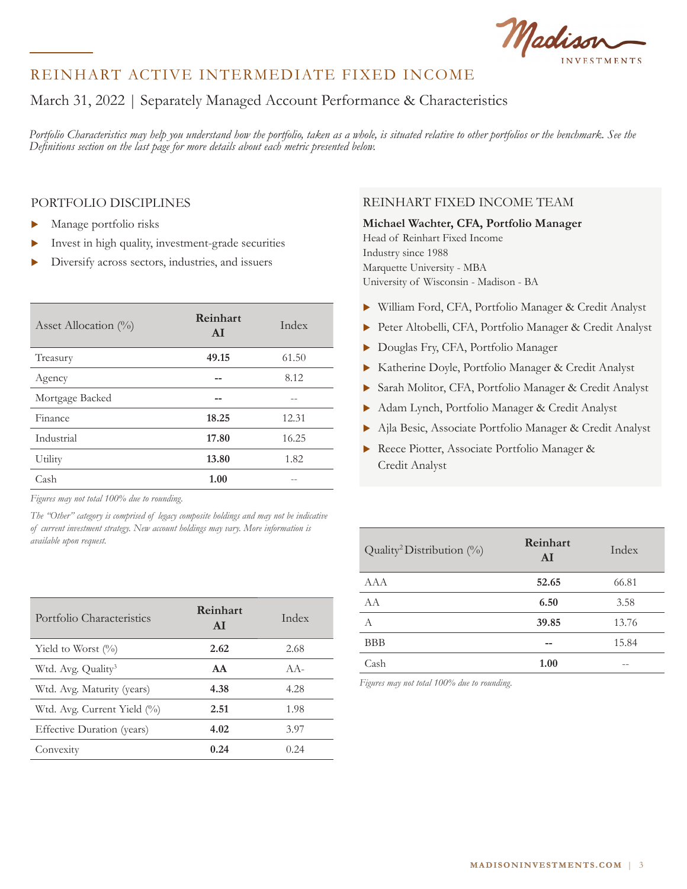# REINHART ACTIVE INTERMEDIATE FIXED INCOME

## March 31, 2022 | Separately Managed Account Performance & Characteristics

*Portfolio Characteristics may help you understand how the portfolio, taken as a whole, is situated relative to other portfolios or the benchmark. See the Definitions section on the last page for more details about each metric presented below.*

### PORTFOLIO DISCIPLINES

- Manage portfolio risks
- Invest in high quality, investment-grade securities
- Diversify across sectors, industries, and issuers

| Asset Allocation (%) | Reinhart AI | Index |
|---|---|---|
| Treasury | **49.15** | 61.50 |
| Agency | **--** | 8.12 |
| Mortgage Backed | **--** | -- |
| Finance | **18.25** | 12.31 |
| Industrial | **17.80** | 16.25 |
| Utility | **13.80** | 1.82 |
| Cash | **1.00** | -- |

*Figures may not total 100% due to rounding.*

*The "Other" category is comprised of legacy composite holdings and may not be indicative of current investment strategy. New account holdings may vary. More information is available upon request.*

| Portfolio Characteristics | Reinhart AI | Index |
|---|---|---|
| Yield to Worst (%) | **2.62** | 2.68 |
| Wtd. Avg. Quality[3] | **AA** | AA- |
| Wtd. Avg. Maturity (years) | **4.38** | 4.28 |
| Wtd. Avg. Current Yield (%) | **2.51** | 1.98 |
| Effective Duration (years) | **4.02** | 3.97 |
| Convexity | **0.24** | 0.24 |

### REINHART FIXED INCOME TEAM

**Michael Wachter, CFA, Portfolio Manager**
Head of Reinhart Fixed Income
Industry since 1988
Marquette University - MBA
University of Wisconsin - Madison - BA

- William Ford, CFA, Portfolio Manager & Credit Analyst
- Peter Altobelli, CFA, Portfolio Manager & Credit Analyst
- Douglas Fry, CFA, Portfolio Manager
- Katherine Doyle, Portfolio Manager & Credit Analyst
- Sarah Molitor, CFA, Portfolio Manager & Credit Analyst
- Adam Lynch, Portfolio Manager & Credit Analyst
- Ajla Besic, Associate Portfolio Manager & Credit Analyst
- Reece Piotter, Associate Portfolio Manager & Credit Analyst

| Quality[2] Distribution (%) | Reinhart AI | Index |
|---|---|---|
| AAA | **52.65** | 66.81 |
| AA | **6.50** | 3.58 |
| A | **39.85** | 13.76 |
| BBB | **--** | 15.84 |
| Cash | **1.00** | -- |

*Figures may not total 100% due to rounding.*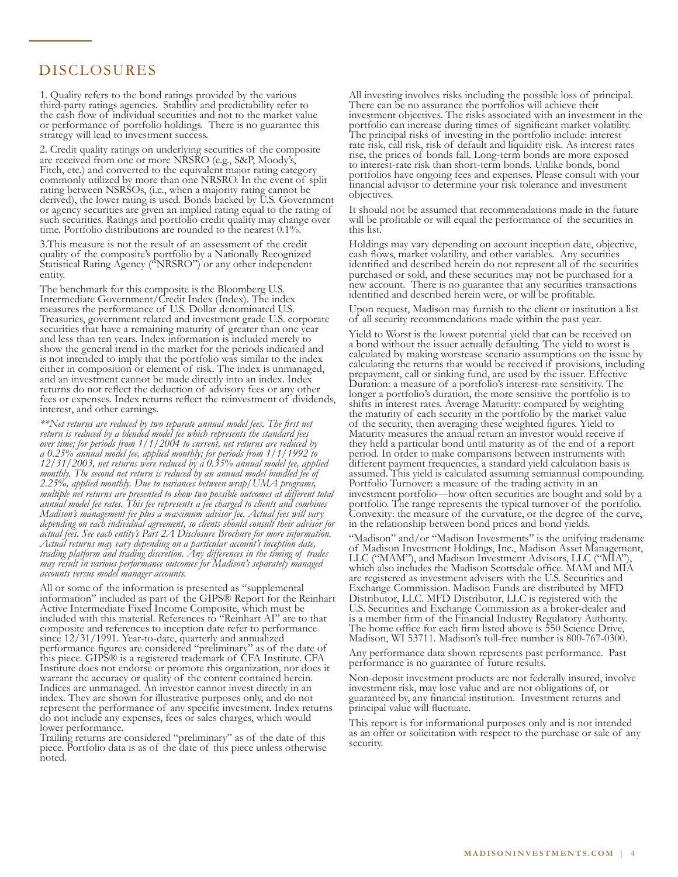# DISCLOSURES

1. Quality refers to the bond ratings provided by the various third-party ratings agencies. Stability and predictability refer to the cash flow of individual securities and not to the market value or performance of portfolio holdings. There is no guarantee this strategy will lead to investment success.

2. Credit quality ratings on underlying securities of the composite are received from one or more NRSRO (e.g., S&P, Moody's, Fitch, etc.) and converted to the equivalent major rating category commonly utilized by more than one NRSRO. In the event of split rating between NSRSOs, (i.e., when a majority rating cannot be derived), the lower rating is used. Bonds backed by U.S. Government or agency securities are given an implied rating equal to the rating of such securities. Ratings and portfolio credit quality may change over time. Portfolio distributions are rounded to the nearest 0.1%.

3.This measure is not the result of an assessment of the credit quality of the composite's portfolio by a Nationally Recognized Statistical Rating Agency ("NRSRO") or any other independent entity.

The benchmark for this composite is the Bloomberg U.S. Intermediate Government/Credit Index (Index). The index measures the performance of U.S. Dollar denominated U.S. Treasuries, government related and investment grade U.S. corporate securities that have a remaining maturity of greater than one year and less than ten years. Index information is included merely to show the general trend in the market for the periods indicated and is not intended to imply that the portfolio was similar to the index either in composition or element of risk. The index is unmanaged, and an investment cannot be made directly into an index. Index returns do not reflect the deduction of advisory fees or any other fees or expenses. Index returns reflect the reinvestment of dividends, interest, and other earnings.

*\*\*Net returns are reduced by two separate annual model fees. The first net return is reduced by a blended model fee which represents the standard fees over time; for periods from 1/1/2004 to current, net returns are reduced by a 0.25% annual model fee, applied monthly; for periods from 1/1/1992 to 12/31/2003, net returns were reduced by a 0.35% annual model fee, applied monthly. The second net return is reduced by an annual model bundled fee of 2.25%, applied monthly. Due to variances between wrap/UMA programs, multiple net returns are presented to show two possible outcomes at different total annual model fee rates. This fee represents a fee charged to clients and combines Madison's management fee plus a maximum advisor fee. Actual fees will vary depending on each individual agreement, so clients should consult their advisor for actual fees. See each entity's Part 2A Disclosure Brochure for more information. Actual returns may vary depending on a particular account's inception date, trading platform and trading discretion. Any differences in the timing of trades may result in various performance outcomes for Madison's separately managed accounts versus model manager accounts.*

All or some of the information is presented as "supplemental information" included as part of the GIPS® Report for the Reinhart Active Intermediate Fixed Income Composite, which must be included with this material. References to "Reinhart AI" are to that composite and references to inception date refer to performance since 12/31/1991. Year-to-date, quarterly and annualized performance figures are considered "preliminary" as of the date of this piece. GIPS® is a registered trademark of CFA Institute. CFA Institute does not endorse or promote this organization, nor does it warrant the accuracy or quality of the content contained herein. Indices are unmanaged. An investor cannot invest directly in an index. They are shown for illustrative purposes only, and do not represent the performance of any specific investment. Index returns do not include any expenses, fees or sales charges, which would lower performance.
Trailing returns are considered "preliminary" as of the date of this piece. Portfolio data is as of the date of this piece unless otherwise noted.

All investing involves risks including the possible loss of principal. There can be no assurance the portfolios will achieve their investment objectives. The risks associated with an investment in the portfolio can increase during times of significant market volatility. The principal risks of investing in the portfolio include: interest rate risk, call risk, risk of default and liquidity risk. As interest rates rise, the prices of bonds fall. Long-term bonds are more exposed to interest-rate risk than short-term bonds. Unlike bonds, bond portfolios have ongoing fees and expenses. Please consult with your financial advisor to determine your risk tolerance and investment objectives.

It should not be assumed that recommendations made in the future will be profitable or will equal the performance of the securities in this list.

Holdings may vary depending on account inception date, objective, cash flows, market volatility, and other variables. Any securities identified and described herein do not represent all of the securities purchased or sold, and these securities may not be purchased for a new account. There is no guarantee that any securities transactions identified and described herein were, or will be profitable.

Upon request, Madison may furnish to the client or institution a list of all security recommendations made within the past year.

Yield to Worst is the lowest potential yield that can be received on a bond without the issuer actually defaulting. The yield to worst is calculated by making worstcase scenario assumptions on the issue by calculating the returns that would be received if provisions, including prepayment, call or sinking fund, are used by the issuer. Effective Duration: a measure of a portfolio's interest-rate sensitivity. The longer a portfolio's duration, the more sensitive the portfolio is to shifts in interest rates. Average Maturity: computed by weighting the maturity of each security in the portfolio by the market value of the security, then averaging these weighted figures. Yield to Maturity measures the annual return an investor would receive if they held a particular bond until maturity as of the end of a report period. In order to make comparisons between instruments with different payment frequencies, a standard yield calculation basis is assumed. This yield is calculated assuming semiannual compounding. Portfolio Turnover: a measure of the trading activity in an investment portfolio—how often securities are bought and sold by a portfolio. The range represents the typical turnover of the portfolio. Convexity: the measure of the curvature, or the degree of the curve, in the relationship between bond prices and bond yields.

"Madison" and/or "Madison Investments" is the unifying tradename of Madison Investment Holdings, Inc., Madison Asset Management, LLC ("MAM"), and Madison Investment Advisors, LLC ("MIA"), which also includes the Madison Scottsdale office. MAM and MIA are registered as investment advisers with the U.S. Securities and Exchange Commission. Madison Funds are distributed by MFD Distributor, LLC. MFD Distributor, LLC is registered with the U.S. Securities and Exchange Commission as a broker-dealer and is a member firm of the Financial Industry Regulatory Authority. The home office for each firm listed above is 550 Science Drive, Madison, WI 53711. Madison's toll-free number is 800-767-0300.

Any performance data shown represents past performance. Past performance is no guarantee of future results.

Non-deposit investment products are not federally insured, involve investment risk, may lose value and are not obligations of, or guaranteed by, any financial institution. Investment returns and principal value will fluctuate.

This report is for informational purposes only and is not intended as an offer or solicitation with respect to the purchase or sale of any security.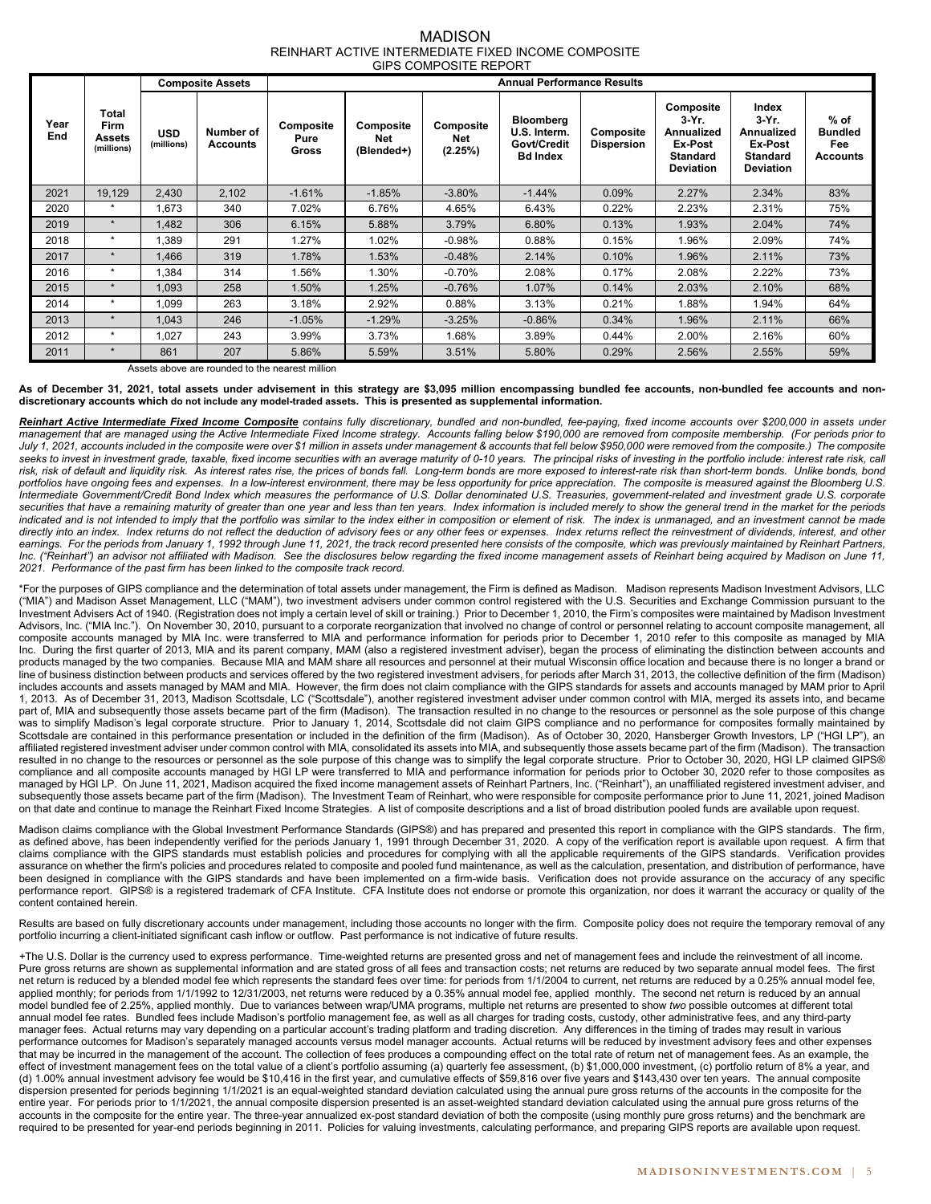# MADISON

## REINHART ACTIVE INTERMEDIATE FIXED INCOME COMPOSITE

### GIPS COMPOSITE REPORT

| Year End | Total Firm Assets (millions) | Composite Assets | | Annual Performance Results | | | | | | | |
|---|---|---|---|---|---|---|---|---|---|---|---|
| | | USD (millions) | Number of Accounts | Composite Pure Gross | Composite Net (Blended+) | Composite Net (2.25%) | Bloomberg U.S. Interm. Govt/Credit Bd Index | Composite Dispersion | Composite 3-Yr. Annualized Ex-Post Standard Deviation | Index 3-Yr. Annualized Ex-Post Standard Deviation | % of Bundled Fee Accounts |
| 2021 | 19,129 | 2,430 | 2,102 | -1.61% | -1.85% | -3.80% | -1.44% | 0.09% | 2.27% | 2.34% | 83% |
| 2020 | * | 1,673 | 340 | 7.02% | 6.76% | 4.65% | 6.43% | 0.22% | 2.23% | 2.31% | 75% |
| 2019 | * | 1,482 | 306 | 6.15% | 5.88% | 3.79% | 6.80% | 0.13% | 1.93% | 2.04% | 74% |
| 2018 | * | 1,389 | 291 | 1.27% | 1.02% | -0.98% | 0.88% | 0.15% | 1.96% | 2.09% | 74% |
| 2017 | * | 1,466 | 319 | 1.78% | 1.53% | -0.48% | 2.14% | 0.10% | 1.96% | 2.11% | 73% |
| 2016 | * | 1,384 | 314 | 1.56% | 1.30% | -0.70% | 2.08% | 0.17% | 2.08% | 2.22% | 73% |
| 2015 | * | 1,093 | 258 | 1.50% | 1.25% | -0.76% | 1.07% | 0.14% | 2.03% | 2.10% | 68% |
| 2014 | * | 1,099 | 263 | 3.18% | 2.92% | 0.88% | 3.13% | 0.21% | 1.88% | 1.94% | 64% |
| 2013 | * | 1,043 | 246 | -1.05% | -1.29% | -3.25% | -0.86% | 0.34% | 1.96% | 2.11% | 66% |
| 2012 | * | 1,027 | 243 | 3.99% | 3.73% | 1.68% | 3.89% | 0.44% | 2.00% | 2.16% | 60% |
| 2011 | * | 861 | 207 | 5.86% | 5.59% | 3.51% | 5.80% | 0.29% | 2.56% | 2.55% | 59% |

Assets above are rounded to the nearest million

**As of December 31, 2021, total assets under advisement in this strategy are $3,095 million encompassing bundled fee accounts, non-bundled fee accounts and non-discretionary accounts which do not include any model-traded assets. This is presented as supplemental information.**

***Reinhart Active Intermediate Fixed Income Composite*** *contains fully discretionary, bundled and non-bundled, fee-paying, fixed income accounts over $200,000 in assets under management that are managed using the Active Intermediate Fixed Income strategy. Accounts falling below $190,000 are removed from composite membership. (For periods prior to July 1, 2021, accounts included in the composite were over $1 million in assets under management & accounts that fell below $950,000 were removed from the composite.) The composite seeks to invest in investment grade, taxable, fixed income securities with an average maturity of 0-10 years. The principal risks of investing in the portfolio include: interest rate risk, call risk, risk of default and liquidity risk. As interest rates rise, the prices of bonds fall. Long-term bonds are more exposed to interest-rate risk than short-term bonds. Unlike bonds, bond portfolios have ongoing fees and expenses. In a low-interest environment, there may be less opportunity for price appreciation. The composite is measured against the Bloomberg U.S. Intermediate Government/Credit Bond Index which measures the performance of U.S. Dollar denominated U.S. Treasuries, government-related and investment grade U.S. corporate securities that have a remaining maturity of greater than one year and less than ten years. Index information is included merely to show the general trend in the market for the periods indicated and is not intended to imply that the portfolio was similar to the index either in composition or element of risk. The index is unmanaged, and an investment cannot be made directly into an index. Index returns do not reflect the deduction of advisory fees or any other fees or expenses. Index returns reflect the reinvestment of dividends, interest, and other earnings. For the periods from January 1, 1992 through June 11, 2021, the track record presented here consists of the composite, which was previously maintained by Reinhart Partners, Inc. ("Reinhart") an advisor not affiliated with Madison. See the disclosures below regarding the fixed income management assets of Reinhart being acquired by Madison on June 11, 2021. Performance of the past firm has been linked to the composite track record.*

*For the purposes of GIPS compliance and the determination of total assets under management, the Firm is defined as Madison. Madison represents Madison Investment Advisors, LLC ("MIA") and Madison Asset Management, LLC ("MAM"), two investment advisers under common control registered with the U.S. Securities and Exchange Commission pursuant to the Investment Advisers Act of 1940. (Registration does not imply a certain level of skill or training.) Prior to December 1, 2010, the Firm's composites were maintained by Madison Investment Advisors, Inc. ("MIA Inc."). On November 30, 2010, pursuant to a corporate reorganization that involved no change of control or personnel relating to account composite management, all composite accounts managed by MIA Inc. were transferred to MIA and performance information for periods prior to December 1, 2010 refer to this composite as managed by MIA Inc. During the first quarter of 2013, MIA and its parent company, MAM (also a registered investment adviser), began the process of eliminating the distinction between accounts and products managed by the two companies. Because MIA and MAM share all resources and personnel at their mutual Wisconsin office location and because there is no longer a brand or line of business distinction between products and services offered by the two registered investment advisers, for periods after March 31, 2013, the collective definition of the firm (Madison) includes accounts and assets managed by MAM and MIA. However, the firm does not claim compliance with the GIPS standards for assets and accounts managed by MAM prior to April 1, 2013. As of December 31, 2013, Madison Scottsdale, LC ("Scottsdale"), another registered investment adviser under common control with MIA, merged its assets into, and became part of, MIA and subsequently those assets became part of the firm (Madison). The transaction resulted in no change to the resources or personnel as the sole purpose of this change was to simplify Madison's legal corporate structure. Prior to January 1, 2014, Scottsdale did not claim GIPS compliance and no performance for composites formally maintained by Scottsdale are contained in this performance presentation or included in the definition of the firm (Madison). As of October 30, 2020, Hansberger Growth Investors, LP ("HGI LP"), an affiliated registered investment adviser under common control with MIA, consolidated its assets into MIA, and subsequently those assets became part of the firm (Madison). The transaction resulted in no change to the resources or personnel as the sole purpose of this change was to simplify the legal corporate structure. Prior to October 30, 2020, HGI LP claimed GIPS® compliance and all composite accounts managed by HGI LP were transferred to MIA and performance information for periods prior to October 30, 2020 refer to those composites as managed by HGI LP. On June 11, 2021, Madison acquired the fixed income management assets of Reinhart Partners, Inc. ("Reinhart"), an unaffiliated registered investment adviser, and subsequently those assets became part of the firm (Madison). The Investment Team of Reinhart, who were responsible for composite performance prior to June 11, 2021, joined Madison on that date and continue to manage the Reinhart Fixed Income Strategies. A list of composite descriptions and a list of broad distribution pooled funds are available upon request.

Madison claims compliance with the Global Investment Performance Standards (GIPS®) and has prepared and presented this report in compliance with the GIPS standards. The firm, as defined above, has been independently verified for the periods January 1, 1991 through December 31, 2020. A copy of the verification report is available upon request. A firm that claims compliance with the GIPS standards must establish policies and procedures for complying with all the applicable requirements of the GIPS standards. Verification provides assurance on whether the firm's policies and procedures related to composite and pooled fund maintenance, as well as the calculation, presentation, and distribution of performance, have been designed in compliance with the GIPS standards and have been implemented on a firm-wide basis. Verification does not provide assurance on the accuracy of any specific performance report. GIPS® is a registered trademark of CFA Institute. CFA Institute does not endorse or promote this organization, nor does it warrant the accuracy or quality of the content contained herein.

Results are based on fully discretionary accounts under management, including those accounts no longer with the firm. Composite policy does not require the temporary removal of any portfolio incurring a client-initiated significant cash inflow or outflow. Past performance is not indicative of future results.

+The U.S. Dollar is the currency used to express performance. Time-weighted returns are presented gross and net of management fees and include the reinvestment of all income. Pure gross returns are shown as supplemental information and are stated gross of all fees and transaction costs; net returns are reduced by two separate annual model fees. The first net return is reduced by a blended model fee which represents the standard fees over time: for periods from 1/1/2004 to current, net returns are reduced by a 0.25% annual model fee, applied monthly; for periods from 1/1/1992 to 12/31/2003, net returns were reduced by a 0.35% annual model fee, applied monthly. The second net return is reduced by an annual model bundled fee of 2.25%, applied monthly. Due to variances between wrap/UMA programs, multiple net returns are presented to show *two* possible outcomes at different total annual model fee rates. Bundled fees include Madison's portfolio management fee, as well as all charges for trading costs, custody, other administrative fees, and any third-party manager fees. Actual returns may vary depending on a particular account's trading platform and trading discretion. Any differences in the timing of trades may result in various performance outcomes for Madison's separately managed accounts versus model manager accounts. Actual returns will be reduced by investment advisory fees and other expenses that may be incurred in the management of the account. The collection of fees produces a compounding effect on the total rate of return net of management fees. As an example, the effect of investment management fees on the total value of a client's portfolio assuming (a) quarterly fee assessment, (b) $1,000,000 investment, (c) portfolio return of 8% a year, and (d) 1.00% annual investment advisory fee would be $10,416 in the first year, and cumulative effects of $59,816 over five years and $143,430 over ten years. The annual composite dispersion presented for periods beginning 1/1/2021 is an equal-weighted standard deviation calculated using the annual pure gross returns of the accounts in the composite for the entire year. For periods prior to 1/1/2021, the annual composite dispersion presented is an asset-weighted standard deviation calculated using the annual pure gross returns of the accounts in the composite for the entire year. The three-year annualized ex-post standard deviation of both the composite (using monthly pure gross returns) and the benchmark are required to be presented for year-end periods beginning in 2011. Policies for valuing investments, calculating performance, and preparing GIPS reports are available upon request.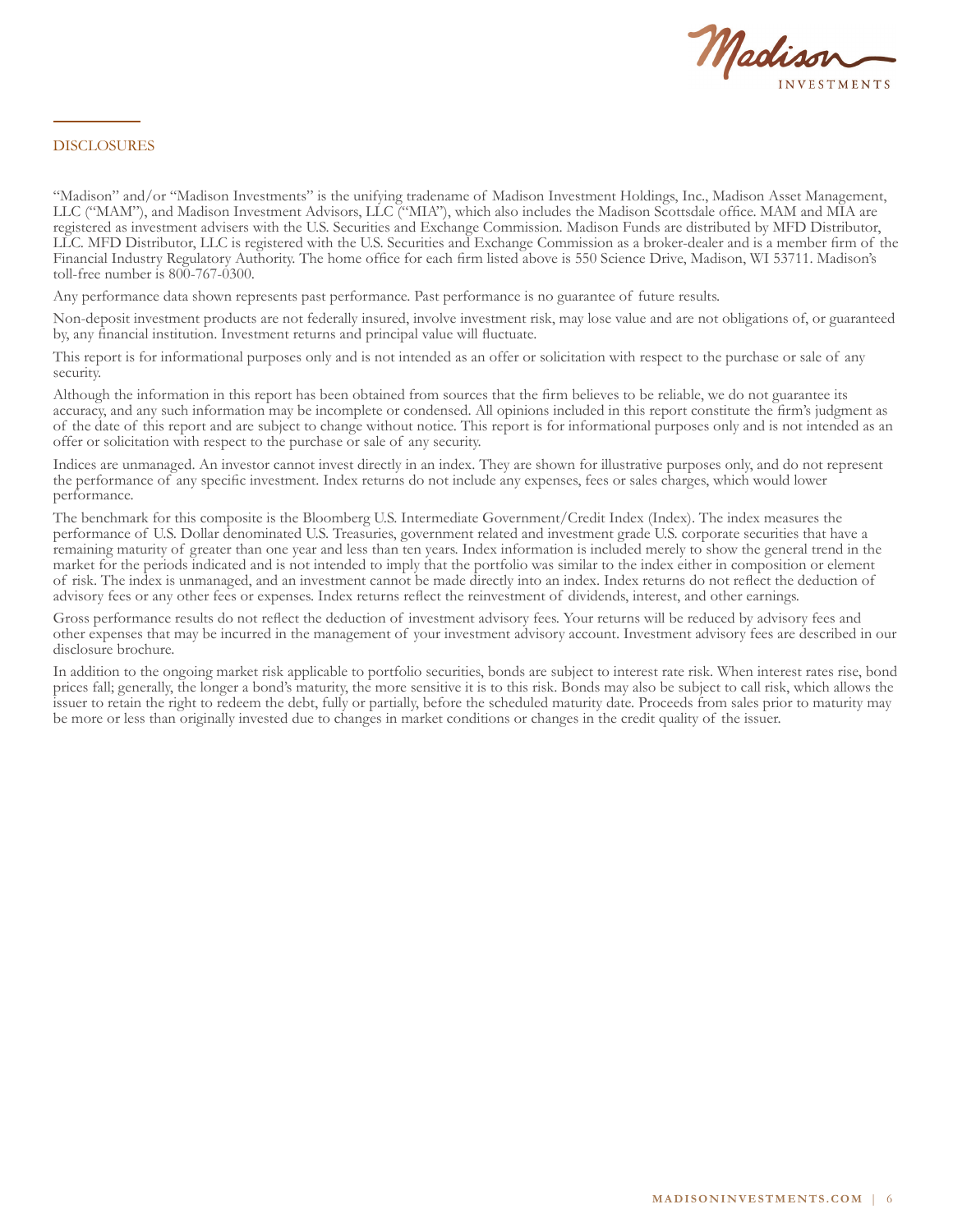## DISCLOSURES

"Madison" and/or "Madison Investments" is the unifying tradename of Madison Investment Holdings, Inc., Madison Asset Management, LLC ("MAM"), and Madison Investment Advisors, LLC ("MIA"), which also includes the Madison Scottsdale office. MAM and MIA are registered as investment advisers with the U.S. Securities and Exchange Commission. Madison Funds are distributed by MFD Distributor, LLC. MFD Distributor, LLC is registered with the U.S. Securities and Exchange Commission as a broker-dealer and is a member firm of the Financial Industry Regulatory Authority. The home office for each firm listed above is 550 Science Drive, Madison, WI 53711. Madison's toll-free number is 800-767-0300.

Any performance data shown represents past performance. Past performance is no guarantee of future results.

Non-deposit investment products are not federally insured, involve investment risk, may lose value and are not obligations of, or guaranteed by, any financial institution. Investment returns and principal value will fluctuate.

This report is for informational purposes only and is not intended as an offer or solicitation with respect to the purchase or sale of any security.

Although the information in this report has been obtained from sources that the firm believes to be reliable, we do not guarantee its accuracy, and any such information may be incomplete or condensed. All opinions included in this report constitute the firm's judgment as of the date of this report and are subject to change without notice. This report is for informational purposes only and is not intended as an offer or solicitation with respect to the purchase or sale of any security.

Indices are unmanaged. An investor cannot invest directly in an index. They are shown for illustrative purposes only, and do not represent the performance of any specific investment. Index returns do not include any expenses, fees or sales charges, which would lower performance.

The benchmark for this composite is the Bloomberg U.S. Intermediate Government/Credit Index (Index). The index measures the performance of U.S. Dollar denominated U.S. Treasuries, government related and investment grade U.S. corporate securities that have a remaining maturity of greater than one year and less than ten years. Index information is included merely to show the general trend in the market for the periods indicated and is not intended to imply that the portfolio was similar to the index either in composition or element of risk. The index is unmanaged, and an investment cannot be made directly into an index. Index returns do not reflect the deduction of advisory fees or any other fees or expenses. Index returns reflect the reinvestment of dividends, interest, and other earnings.

Gross performance results do not reflect the deduction of investment advisory fees. Your returns will be reduced by advisory fees and other expenses that may be incurred in the management of your investment advisory account. Investment advisory fees are described in our disclosure brochure.

In addition to the ongoing market risk applicable to portfolio securities, bonds are subject to interest rate risk. When interest rates rise, bond prices fall; generally, the longer a bond's maturity, the more sensitive it is to this risk. Bonds may also be subject to call risk, which allows the issuer to retain the right to redeem the debt, fully or partially, before the scheduled maturity date. Proceeds from sales prior to maturity may be more or less than originally invested due to changes in market conditions or changes in the credit quality of the issuer.